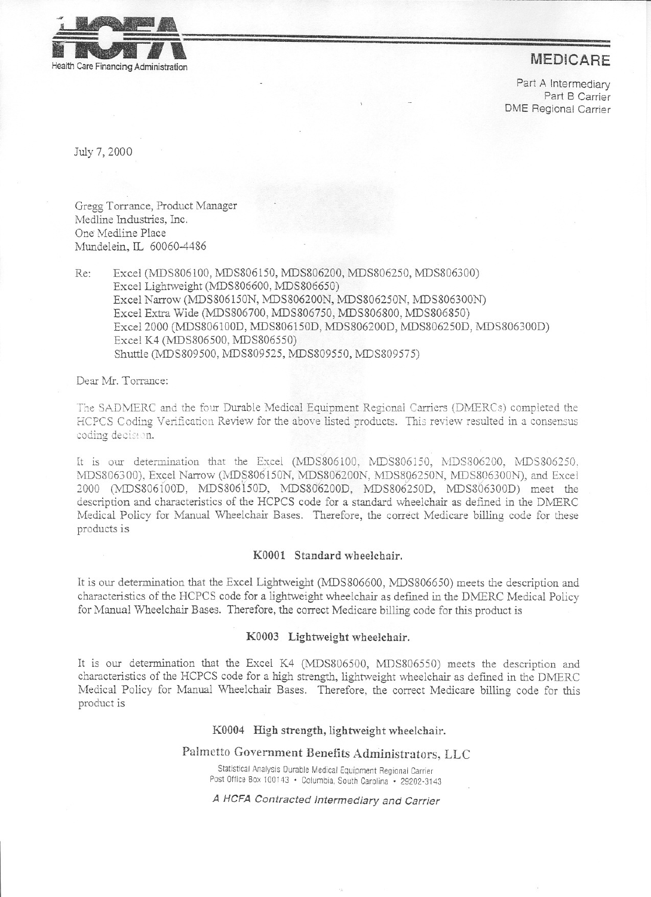Health Care Financing Administration

**MEDICARE**

Part A Intermediary
Part B Carrier
DME Regional Carrier

July 7, 2000

Gregg Torrance, Product Manager
Medline Industries, Inc.
One Medline Place
Mundelein, IL 60060-4486

Re: Excel (MDS806100, MDS806150, MDS806200, MDS806250, MDS806300)
Excel Lightweight (MDS806600, MDS806650)
Excel Narrow (MDS806150N, MDS806200N, MDS806250N, MDS806300N)
Excel Extra Wide (MDS806700, MDS806750, MDS806800, MDS806850)
Excel 2000 (MDS806100D, MDS806150D, MDS806200D, MDS806250D, MDS806300D)
Excel K4 (MDS806500, MDS806550)
Shuttle (MDS809500, MDS809525, MDS809550, MDS809575)

Dear Mr. Torrance:

The SADMERC and the four Durable Medical Equipment Regional Carriers (DMERCs) completed the HCPCS Coding Verification Review for the above listed products. This review resulted in a consensus coding decision.

It is our determination that the Excel (MDS806100, MDS806150, MDS806200, MDS806250, MDS806300), Excel Narrow (MDS806150N, MDS806200N, MDS806250N, MDS806300N), and Excel 2000 (MDS806100D, MDS806150D, MDS806200D, MDS806250D, MDS806300D) meet the description and characteristics of the HCPCS code for a standard wheelchair as defined in the DMERC Medical Policy for Manual Wheelchair Bases. Therefore, the correct Medicare billing code for these products is

**K0001 Standard wheelchair.**

It is our determination that the Excel Lightweight (MDS806600, MDS806650) meets the description and characteristics of the HCPCS code for a lightweight wheelchair as defined in the DMERC Medical Policy for Manual Wheelchair Bases. Therefore, the correct Medicare billing code for this product is

**K0003 Lightweight wheelchair.**

It is our determination that the Excel K4 (MDS806500, MDS806550) meets the description and characteristics of the HCPCS code for a high strength, lightweight wheelchair as defined in the DMERC Medical Policy for Manual Wheelchair Bases. Therefore, the correct Medicare billing code for this product is

**K0004 High strength, lightweight wheelchair.**

Palmetto Government Benefits Administrators, LLC
Statistical Analysis Durable Medical Equipment Regional Carrier
Post Office Box 100143 • Columbia, South Carolina • 29202-3143

*A HCFA Contracted Intermediary and Carrier*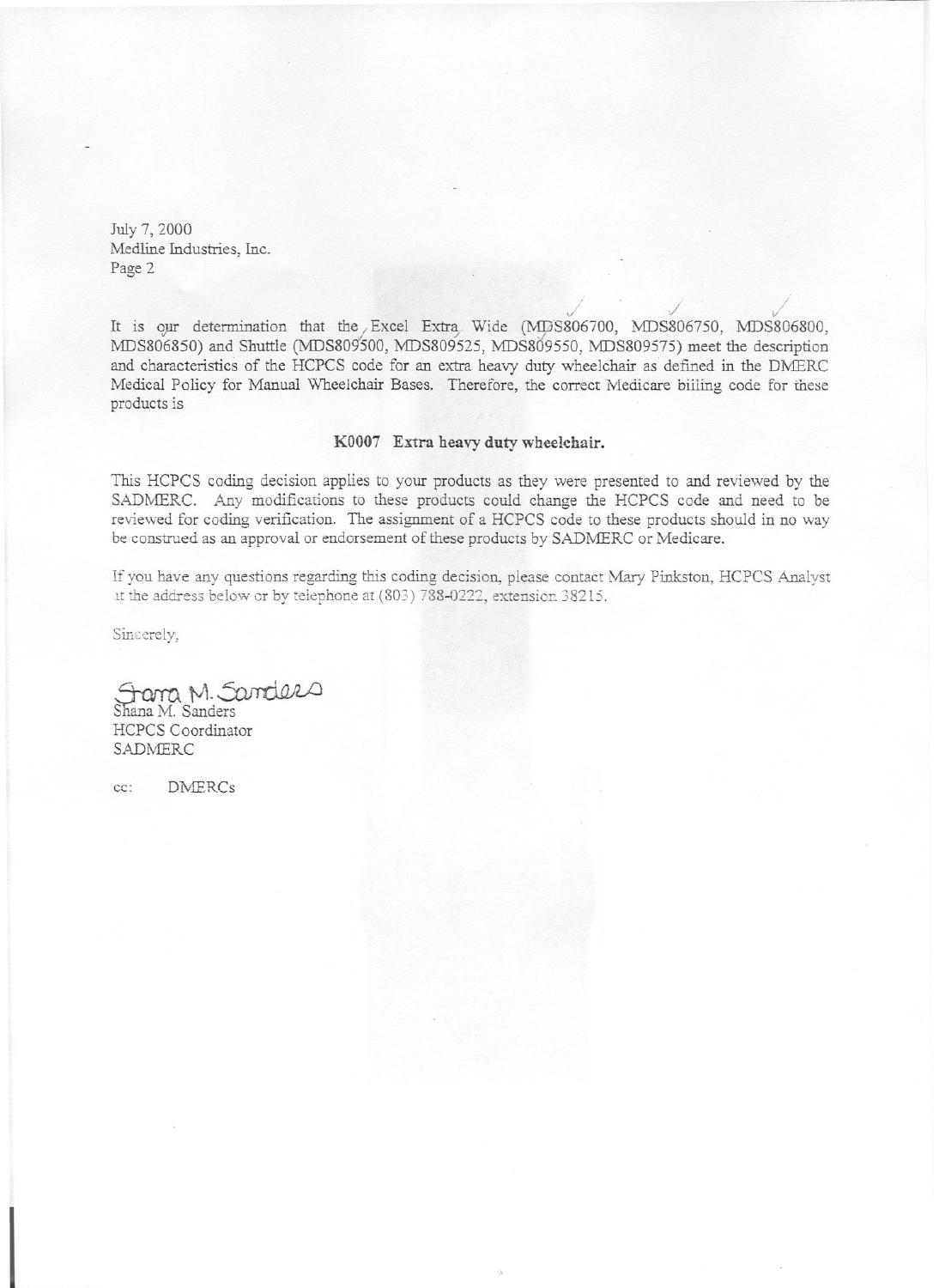July 7, 2000
Medline Industries, Inc.
Page 2

It is our determination that the Excel Extra Wide (MDS806700, MDS806750, MDS806800, MDS806850) and Shuttle (MDS809500, MDS809525, MDS809550, MDS809575) meet the description and characteristics of the HCPCS code for an extra heavy duty wheelchair as defined in the DMERC Medical Policy for Manual Wheelchair Bases. Therefore, the correct Medicare billing code for these products is

**K0007 Extra heavy duty wheelchair.**

This HCPCS coding decision applies to your products as they were presented to and reviewed by the SADMERC. Any modifications to these products could change the HCPCS code and need to be reviewed for coding verification. The assignment of a HCPCS code to these products should in no way be construed as an approval or endorsement of these products by SADMERC or Medicare.

If you have any questions regarding this coding decision, please contact Mary Pinkston, HCPCS Analyst at the address below or by telephone at (803) 788-0222, extension 38215.

Sincerely,

Shana M. Sanders
HCPCS Coordinator
SADMERC

cc: DMERCs